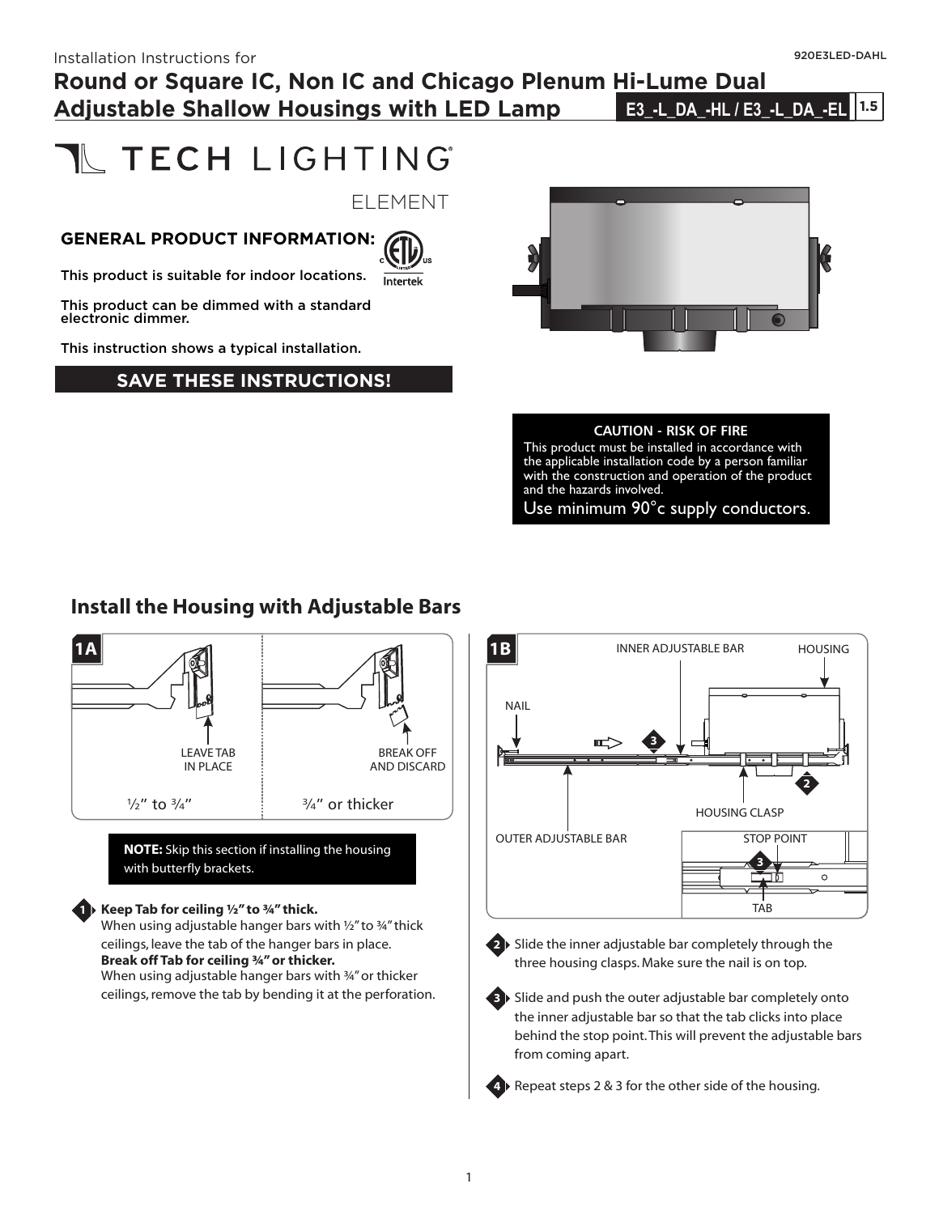Installation Instructions for

# Round or Square IC, Non IC and Chicago Plenum Hi-Lume Dual Adjustable Shallow Housings with LED Lamp

**E3_-L_DA_-HL / E3_-L_DA_-EL** 1.5

920E3LED-DAHL

TECH LIGHTING

ELEMENT

## GENERAL PRODUCT INFORMATION:

This product is suitable for indoor locations.

This product can be dimmed with a standard electronic dimmer.

This instruction shows a typical installation.

**SAVE THESE INSTRUCTIONS!**

**CAUTION - RISK OF FIRE**
This product must be installed in accordance with the applicable installation code by a person familiar with the construction and operation of the product and the hazards involved.
Use minimum 90°c supply conductors.

## Install the Housing with Adjustable Bars

**1A**

LEAVE TAB IN PLACE — ½" to ¾"

BREAK OFF AND DISCARD — ¾" or thicker

**NOTE:** Skip this section if installing the housing with butterfly brackets.

1. **Keep Tab for ceiling ½" to ¾" thick.**
When using adjustable hanger bars with ½" to ¾" thick ceilings, leave the tab of the hanger bars in place.
**Break off Tab for ceiling ¾" or thicker.**
When using adjustable hanger bars with ¾" or thicker ceilings, remove the tab by bending it at the perforation.

**1B**

INNER ADJUSTABLE BAR, HOUSING, NAIL, HOUSING CLASP, OUTER ADJUSTABLE BAR, STOP POINT, TAB

2. Slide the inner adjustable bar completely through the three housing clasps. Make sure the nail is on top.
3. Slide and push the outer adjustable bar completely onto the inner adjustable bar so that the tab clicks into place behind the stop point. This will prevent the adjustable bars from coming apart.
4. Repeat steps 2 & 3 for the other side of the housing.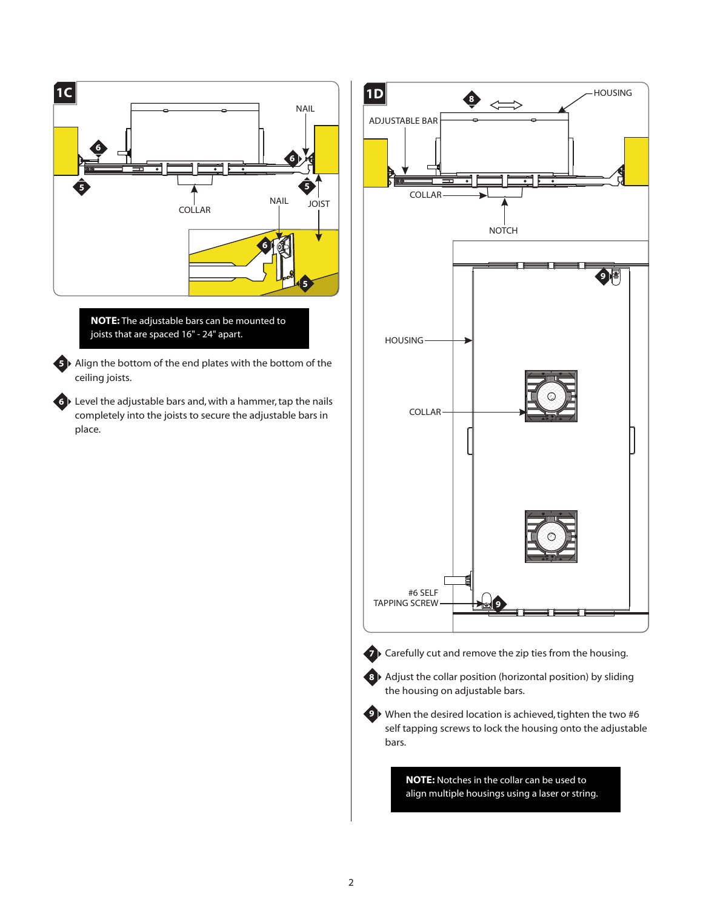**1C**

**NOTE:** The adjustable bars can be mounted to joists that are spaced 16" - 24" apart.

5. Align the bottom of the end plates with the bottom of the ceiling joists.

6. Level the adjustable bars and, with a hammer, tap the nails completely into the joists to secure the adjustable bars in place.

**1D**

7. Carefully cut and remove the zip ties from the housing.

8. Adjust the collar position (horizontal position) by sliding the housing on adjustable bars.

9. When the desired location is achieved, tighten the two #6 self tapping screws to lock the housing onto the adjustable bars.

**NOTE:** Notches in the collar can be used to align multiple housings using a laser or string.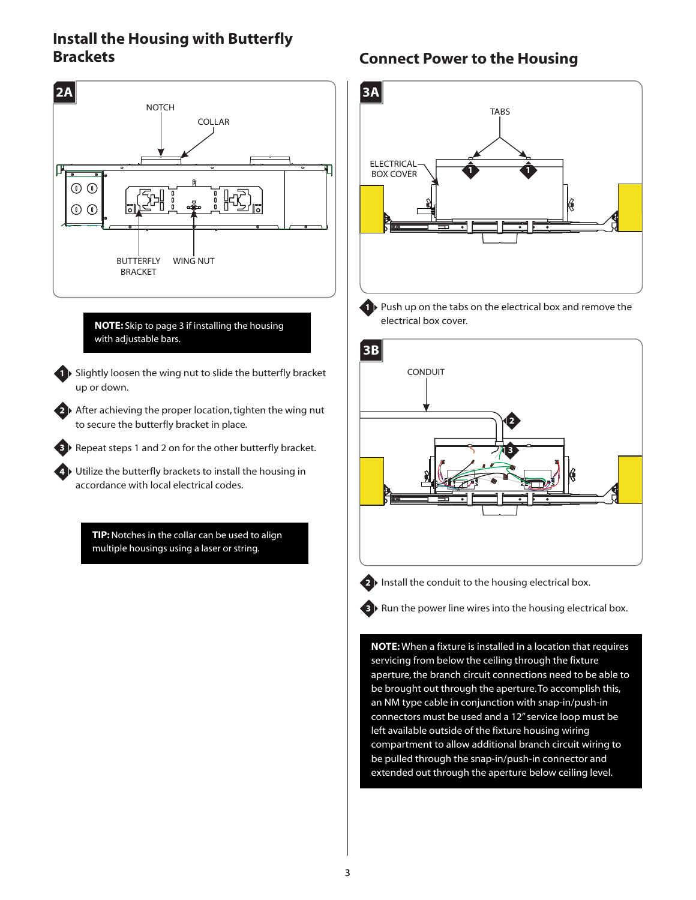## Install the Housing with Butterfly Brackets

2A

NOTCH

COLLAR

BUTTERFLY BRACKET

WING NUT

**NOTE:** Skip to page 3 if installing the housing with adjustable bars.

1. Slightly loosen the wing nut to slide the butterfly bracket up or down.
2. After achieving the proper location, tighten the wing nut to secure the butterfly bracket in place.
3. Repeat steps 1 and 2 on for the other butterfly bracket.
4. Utilize the butterfly brackets to install the housing in accordance with local electrical codes.

**TIP:** Notches in the collar can be used to align multiple housings using a laser or string.

## Connect Power to the Housing

3A

TABS

ELECTRICAL BOX COVER

1. Push up on the tabs on the electrical box and remove the electrical box cover.

3B

CONDUIT

2. Install the conduit to the housing electrical box.
3. Run the power line wires into the housing electrical box.

**NOTE:** When a fixture is installed in a location that requires servicing from below the ceiling through the fixture aperture, the branch circuit connections need to be able to be brought out through the aperture. To accomplish this, an NM type cable in conjunction with snap-in/push-in connectors must be used and a 12" service loop must be left available outside of the fixture housing wiring compartment to allow additional branch circuit wiring to be pulled through the snap-in/push-in connector and extended out through the aperture below ceiling level.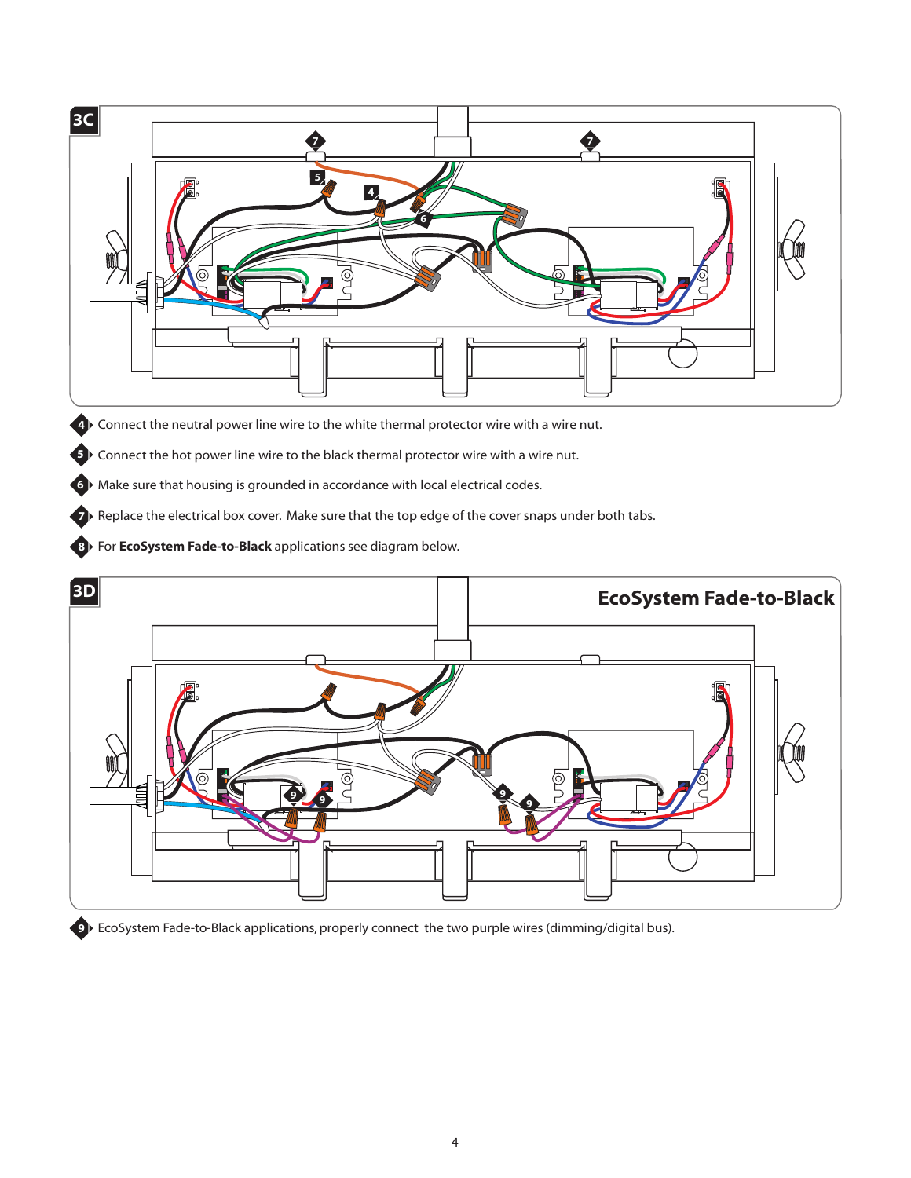**3C**

4. Connect the neutral power line wire to the white thermal protector wire with a wire nut.
5. Connect the hot power line wire to the black thermal protector wire with a wire nut.
6. Make sure that housing is grounded in accordance with local electrical codes.
7. Replace the electrical box cover. Make sure that the top edge of the cover snaps under both tabs.
8. For **EcoSystem Fade-to-Black** applications see diagram below.

**3D**

**EcoSystem Fade-to-Black**

9. EcoSystem Fade-to-Black applications, properly connect the two purple wires (dimming/digital bus).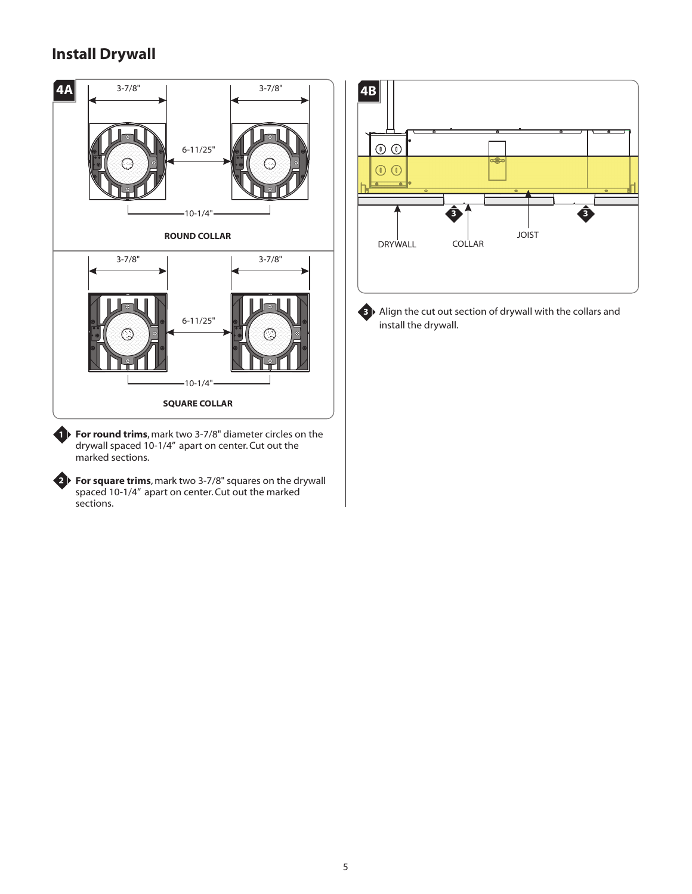## Install Drywall

4A

3-7/8" 3-7/8"

6-11/25"

10-1/4"

ROUND COLLAR

3-7/8" 3-7/8"

6-11/25"

10-1/4"

SQUARE COLLAR

1. **For round trims**, mark two 3-7/8" diameter circles on the drywall spaced 10-1/4" apart on center. Cut out the marked sections.

2. **For square trims**, mark two 3-7/8" squares on the drywall spaced 10-1/4" apart on center. Cut out the marked sections.

4B

DRYWALL COLLAR JOIST

3. Align the cut out section of drywall with the collars and install the drywall.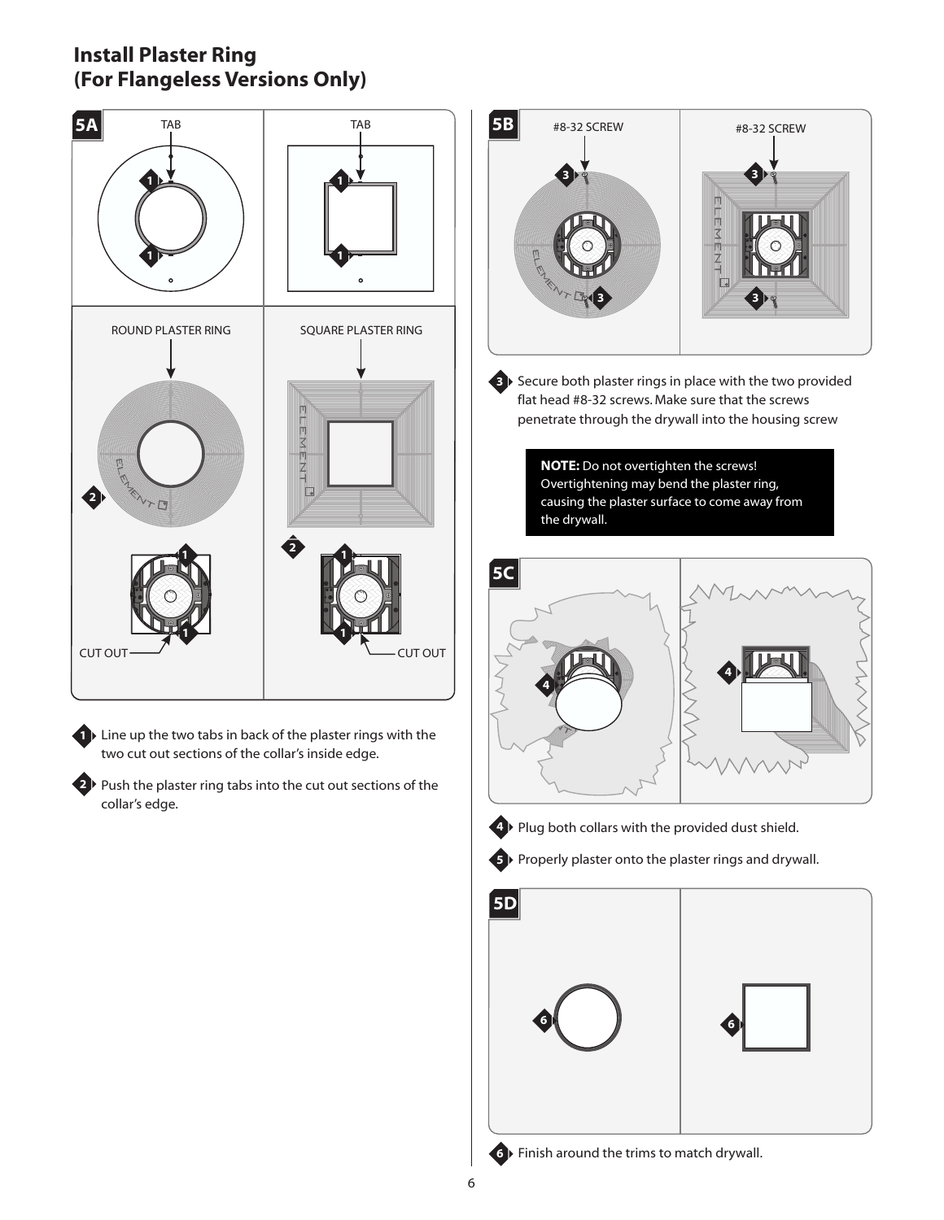# Install Plaster Ring (For Flangeless Versions Only)

**5A**

TAB

TAB

ROUND PLASTER RING

SQUARE PLASTER RING

CUT OUT

CUT OUT

1. Line up the two tabs in back of the plaster rings with the two cut out sections of the collar's inside edge.
2. Push the plaster ring tabs into the cut out sections of the collar's edge.

**5B**

#8-32 SCREW

#8-32 SCREW

3. Secure both plaster rings in place with the two provided flat head #8-32 screws. Make sure that the screws penetrate through the drywall into the housing screw

**NOTE:** Do not overtighten the screws! Overtightening may bend the plaster ring, causing the plaster surface to come away from the drywall.

**5C**

4. Plug both collars with the provided dust shield.
5. Properly plaster onto the plaster rings and drywall.

**5D**

6. Finish around the trims to match drywall.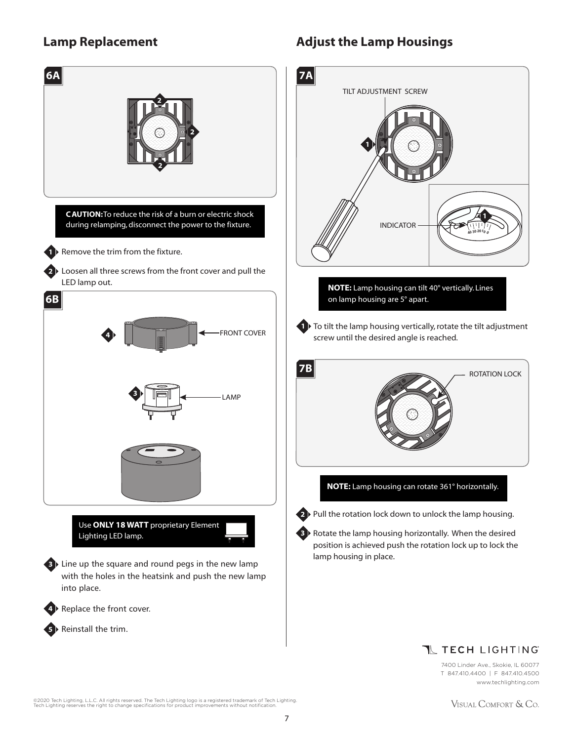## Lamp Replacement

**6A**

**CAUTION:** To reduce the risk of a burn or electric shock during relamping, disconnect the power to the fixture.

1. Remove the trim from the fixture.
2. Loosen all three screws from the front cover and pull the LED lamp out.

**6B**

FRONT COVER

LAMP

Use **ONLY 18 WATT** proprietary Element Lighting LED lamp.

3. Line up the square and round pegs in the new lamp with the holes in the heatsink and push the new lamp into place.
4. Replace the front cover.
5. Reinstall the trim.

## Adjust the Lamp Housings

**7A**

TILT ADJUSTMENT SCREW

INDICATOR

**NOTE:** Lamp housing can tilt 40° vertically. Lines on lamp housing are 5° apart.

1. To tilt the lamp housing vertically, rotate the tilt adjustment screw until the desired angle is reached.

**7B**

ROTATION LOCK

**NOTE:** Lamp housing can rotate 361° horizontally.

2. Pull the rotation lock down to unlock the lamp housing.
3. Rotate the lamp housing horizontally. When the desired position is achieved push the rotation lock up to lock the lamp housing in place.

TECH LIGHTING

7400 Linder Ave., Skokie, IL 60077
T 847.410.4400 | F 847.410.4500
www.techlighting.com

©2020 Tech Lighting, L.L.C. All rights reserved. The Tech Lighting logo is a registered trademark of Tech Lighting. Tech Lighting reserves the right to change specifications for product improvements without notification.

VISUAL COMFORT & CO.